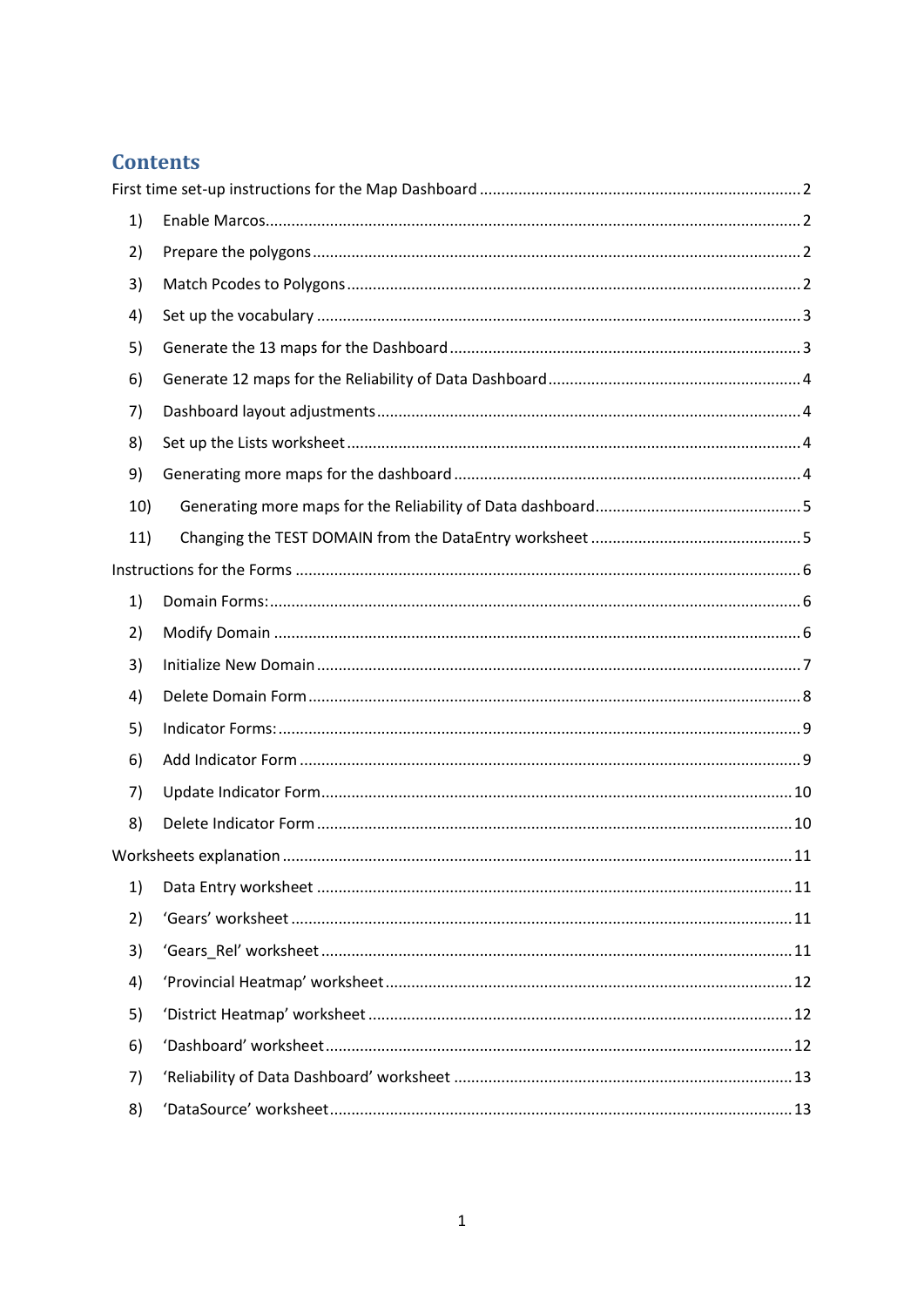# Contents

First time set-up instructions for the Map Dashboard ..... 2

1) Enable Marcos ..... 2
2) Prepare the polygons ..... 2
3) Match Pcodes to Polygons ..... 2
4) Set up the vocabulary ..... 3
5) Generate the 13 maps for the Dashboard ..... 3
6) Generate 12 maps for the Reliability of Data Dashboard ..... 4
7) Dashboard layout adjustments ..... 4
8) Set up the Lists worksheet ..... 4
9) Generating more maps for the dashboard ..... 4
10) Generating more maps for the Reliability of Data dashboard ..... 5
11) Changing the TEST DOMAIN from the DataEntry worksheet ..... 5

Instructions for the Forms ..... 6

1) Domain Forms: ..... 6
2) Modify Domain ..... 6
3) Initialize New Domain ..... 7
4) Delete Domain Form ..... 8
5) Indicator Forms: ..... 9
6) Add Indicator Form ..... 9
7) Update Indicator Form ..... 10
8) Delete Indicator Form ..... 10

Worksheets explanation ..... 11

1) Data Entry worksheet ..... 11
2) 'Gears' worksheet ..... 11
3) 'Gears_Rel' worksheet ..... 11
4) 'Provincial Heatmap' worksheet ..... 12
5) 'District Heatmap' worksheet ..... 12
6) 'Dashboard' worksheet ..... 12
7) 'Reliability of Data Dashboard' worksheet ..... 13
8) 'DataSource' worksheet ..... 13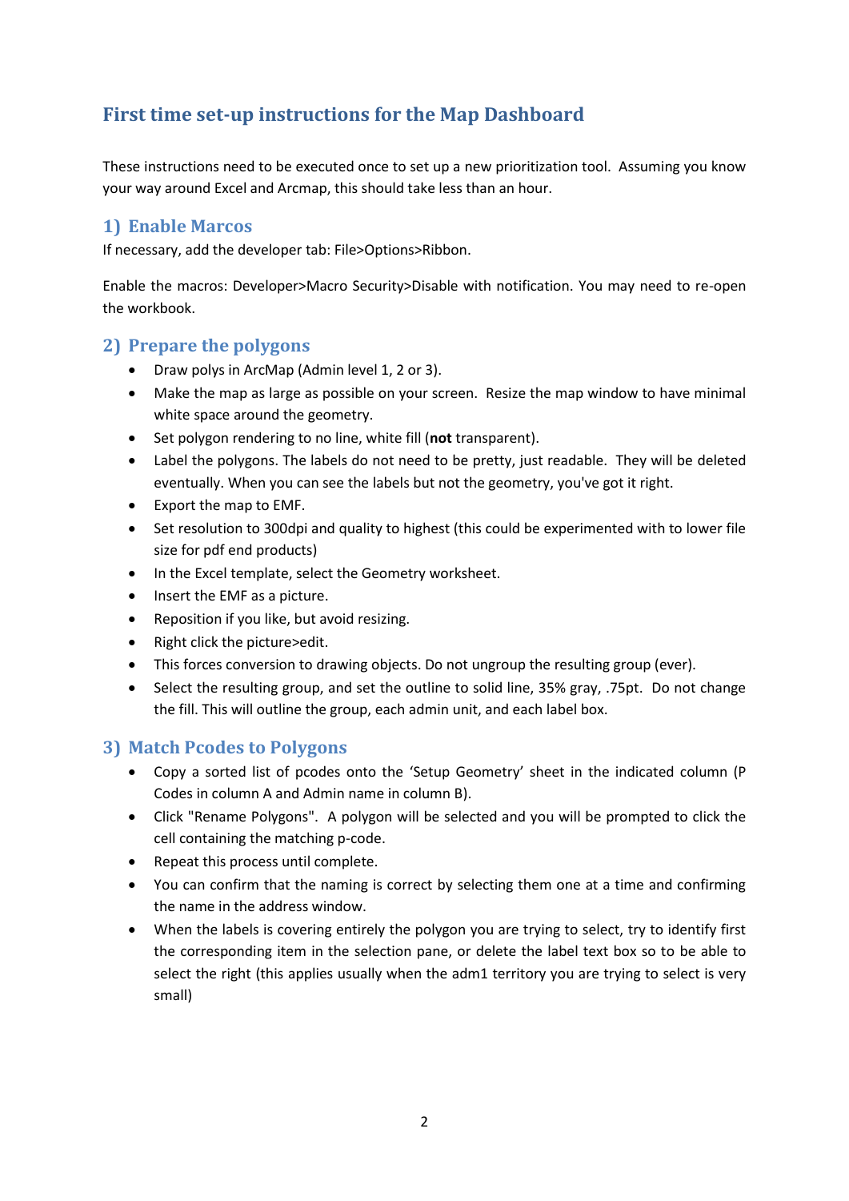## First time set-up instructions for the Map Dashboard

These instructions need to be executed once to set up a new prioritization tool. Assuming you know your way around Excel and Arcmap, this should take less than an hour.

### 1) Enable Marcos

If necessary, add the developer tab: File>Options>Ribbon.

Enable the macros: Developer>Macro Security>Disable with notification. You may need to re-open the workbook.

### 2) Prepare the polygons

- Draw polys in ArcMap (Admin level 1, 2 or 3).
- Make the map as large as possible on your screen. Resize the map window to have minimal white space around the geometry.
- Set polygon rendering to no line, white fill (**not** transparent).
- Label the polygons. The labels do not need to be pretty, just readable. They will be deleted eventually. When you can see the labels but not the geometry, you've got it right.
- Export the map to EMF.
- Set resolution to 300dpi and quality to highest (this could be experimented with to lower file size for pdf end products)
- In the Excel template, select the Geometry worksheet.
- Insert the EMF as a picture.
- Reposition if you like, but avoid resizing.
- Right click the picture>edit.
- This forces conversion to drawing objects. Do not ungroup the resulting group (ever).
- Select the resulting group, and set the outline to solid line, 35% gray, .75pt. Do not change the fill. This will outline the group, each admin unit, and each label box.

### 3) Match Pcodes to Polygons

- Copy a sorted list of pcodes onto the 'Setup Geometry' sheet in the indicated column (P Codes in column A and Admin name in column B).
- Click "Rename Polygons". A polygon will be selected and you will be prompted to click the cell containing the matching p-code.
- Repeat this process until complete.
- You can confirm that the naming is correct by selecting them one at a time and confirming the name in the address window.
- When the labels is covering entirely the polygon you are trying to select, try to identify first the corresponding item in the selection pane, or delete the label text box so to be able to select the right (this applies usually when the adm1 territory you are trying to select is very small)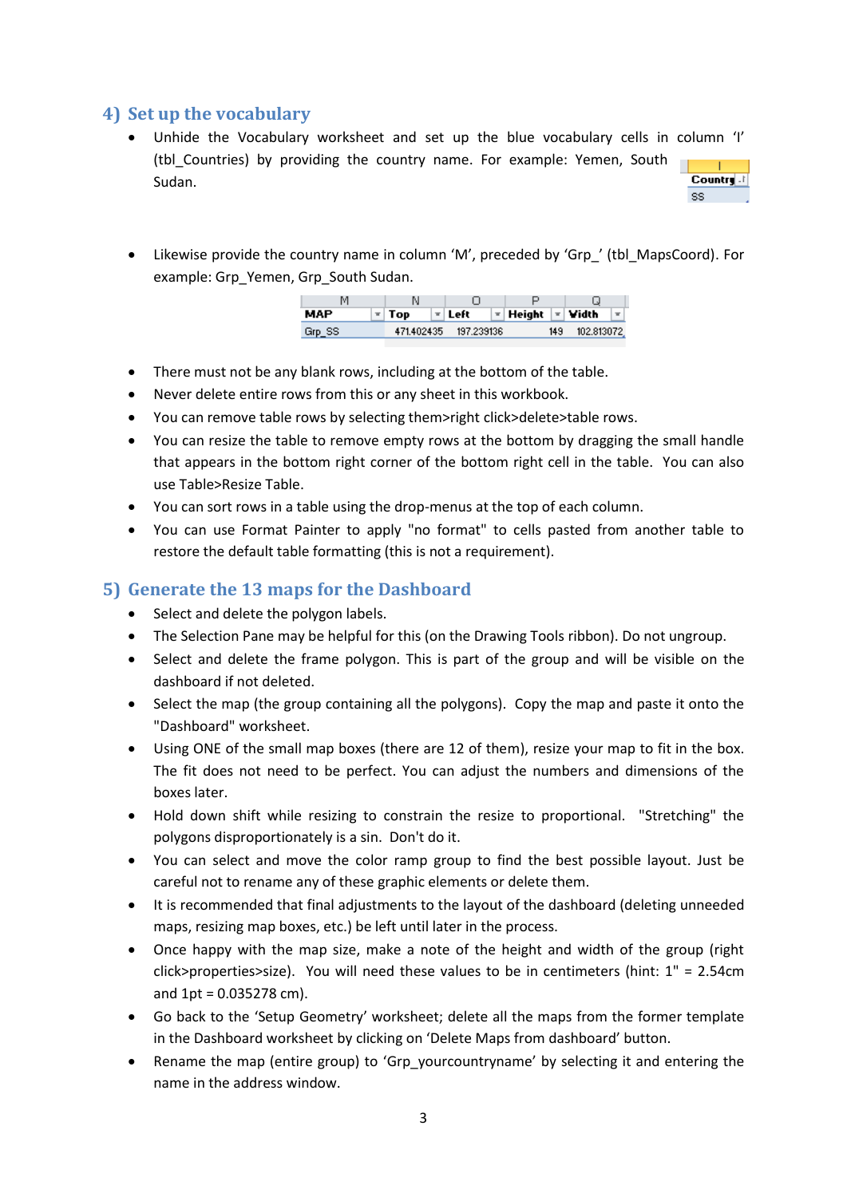## 4) Set up the vocabulary

- Unhide the Vocabulary worksheet and set up the blue vocabulary cells in column 'I' (tbl_Countries) by providing the country name. For example: Yemen, South Sudan.

| I |
|---|
| Country |
| SS |

- Likewise provide the country name in column 'M', preceded by 'Grp_' (tbl_MapsCoord). For example: Grp_Yemen, Grp_South Sudan.

| M | N | O | P | Q |
|---|---|---|---|---|
| MAP | Top | Left | Height | Width |
| Grp_SS | 471.402435 | 197.239136 | 149 | 102.813072 |

- There must not be any blank rows, including at the bottom of the table.
- Never delete entire rows from this or any sheet in this workbook.
- You can remove table rows by selecting them>right click>delete>table rows.
- You can resize the table to remove empty rows at the bottom by dragging the small handle that appears in the bottom right corner of the bottom right cell in the table. You can also use Table>Resize Table.
- You can sort rows in a table using the drop-menus at the top of each column.
- You can use Format Painter to apply "no format" to cells pasted from another table to restore the default table formatting (this is not a requirement).

## 5) Generate the 13 maps for the Dashboard

- Select and delete the polygon labels.
- The Selection Pane may be helpful for this (on the Drawing Tools ribbon). Do not ungroup.
- Select and delete the frame polygon. This is part of the group and will be visible on the dashboard if not deleted.
- Select the map (the group containing all the polygons). Copy the map and paste it onto the "Dashboard" worksheet.
- Using ONE of the small map boxes (there are 12 of them), resize your map to fit in the box. The fit does not need to be perfect. You can adjust the numbers and dimensions of the boxes later.
- Hold down shift while resizing to constrain the resize to proportional. "Stretching" the polygons disproportionately is a sin. Don't do it.
- You can select and move the color ramp group to find the best possible layout. Just be careful not to rename any of these graphic elements or delete them.
- It is recommended that final adjustments to the layout of the dashboard (deleting unneeded maps, resizing map boxes, etc.) be left until later in the process.
- Once happy with the map size, make a note of the height and width of the group (right click>properties>size). You will need these values to be in centimeters (hint: 1" = 2.54cm and 1pt = 0.035278 cm).
- Go back to the 'Setup Geometry' worksheet; delete all the maps from the former template in the Dashboard worksheet by clicking on 'Delete Maps from dashboard' button.
- Rename the map (entire group) to 'Grp_yourcountryname' by selecting it and entering the name in the address window.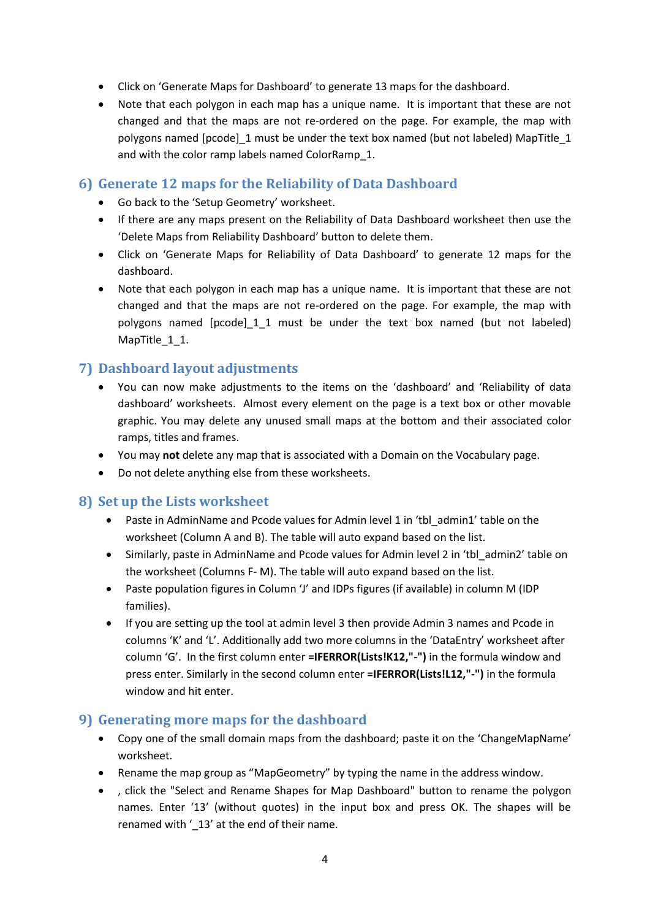- Click on 'Generate Maps for Dashboard' to generate 13 maps for the dashboard.
- Note that each polygon in each map has a unique name. It is important that these are not changed and that the maps are not re-ordered on the page. For example, the map with polygons named [pcode]_1 must be under the text box named (but not labeled) MapTitle_1 and with the color ramp labels named ColorRamp_1.

## 6) Generate 12 maps for the Reliability of Data Dashboard

- Go back to the 'Setup Geometry' worksheet.
- If there are any maps present on the Reliability of Data Dashboard worksheet then use the 'Delete Maps from Reliability Dashboard' button to delete them.
- Click on 'Generate Maps for Reliability of Data Dashboard' to generate 12 maps for the dashboard.
- Note that each polygon in each map has a unique name. It is important that these are not changed and that the maps are not re-ordered on the page. For example, the map with polygons named [pcode]_1_1 must be under the text box named (but not labeled) MapTitle_1_1.

## 7) Dashboard layout adjustments

- You can now make adjustments to the items on the 'dashboard' and 'Reliability of data dashboard' worksheets. Almost every element on the page is a text box or other movable graphic. You may delete any unused small maps at the bottom and their associated color ramps, titles and frames.
- You may **not** delete any map that is associated with a Domain on the Vocabulary page.
- Do not delete anything else from these worksheets.

## 8) Set up the Lists worksheet

- Paste in AdminName and Pcode values for Admin level 1 in 'tbl_admin1' table on the worksheet (Column A and B). The table will auto expand based on the list.
- Similarly, paste in AdminName and Pcode values for Admin level 2 in 'tbl_admin2' table on the worksheet (Columns F- M). The table will auto expand based on the list.
- Paste population figures in Column 'J' and IDPs figures (if available) in column M (IDP families).
- If you are setting up the tool at admin level 3 then provide Admin 3 names and Pcode in columns 'K' and 'L'. Additionally add two more columns in the 'DataEntry' worksheet after column 'G'. In the first column enter **=IFERROR(Lists!K12,"-")** in the formula window and press enter. Similarly in the second column enter **=IFERROR(Lists!L12,"-")** in the formula window and hit enter.

## 9) Generating more maps for the dashboard

- Copy one of the small domain maps from the dashboard; paste it on the 'ChangeMapName' worksheet.
- Rename the map group as "MapGeometry" by typing the name in the address window.
- , click the "Select and Rename Shapes for Map Dashboard" button to rename the polygon names. Enter '13' (without quotes) in the input box and press OK. The shapes will be renamed with '_13' at the end of their name.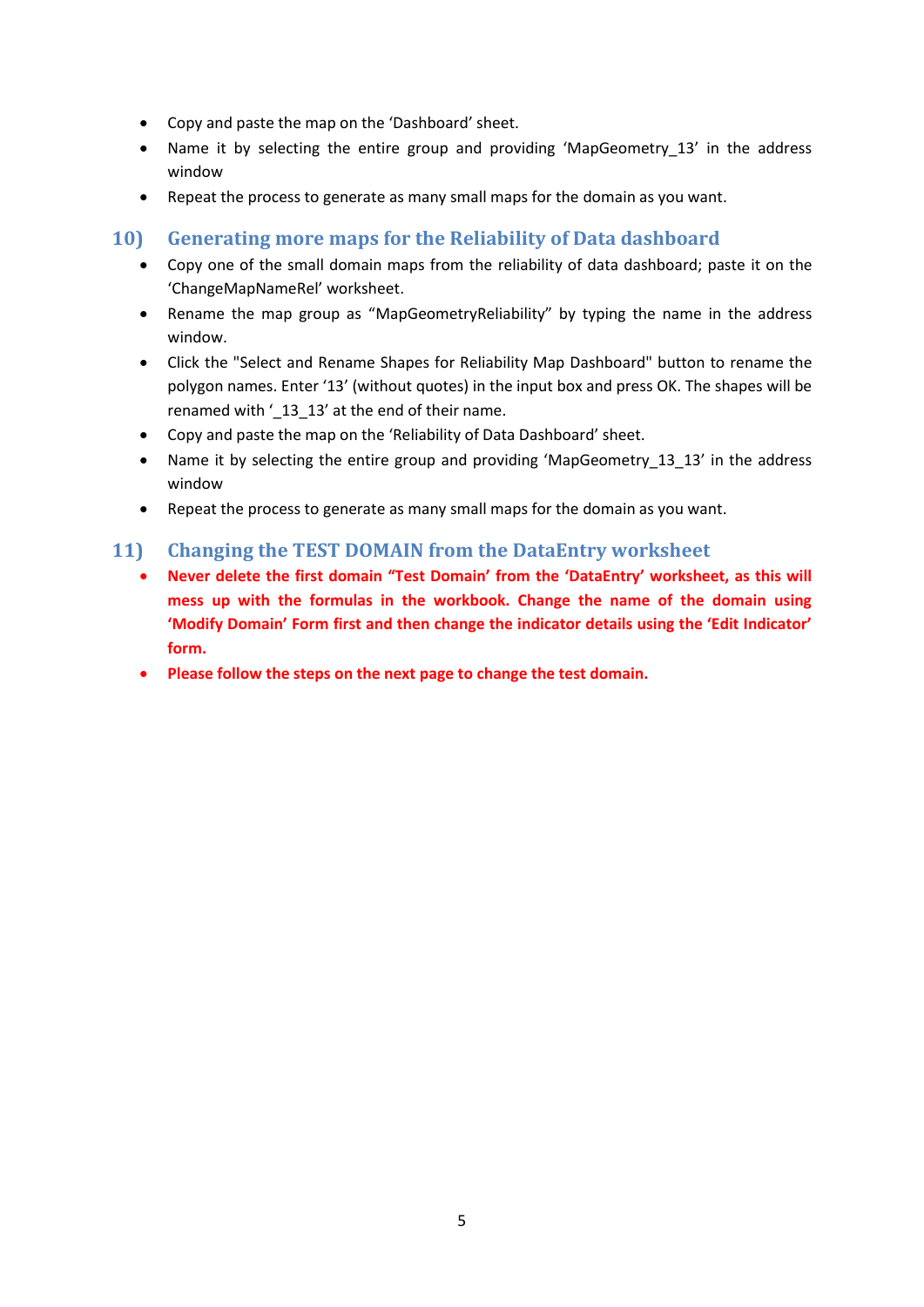- Copy and paste the map on the 'Dashboard' sheet.
- Name it by selecting the entire group and providing 'MapGeometry_13' in the address window
- Repeat the process to generate as many small maps for the domain as you want.

## 10) Generating more maps for the Reliability of Data dashboard

- Copy one of the small domain maps from the reliability of data dashboard; paste it on the 'ChangeMapNameRel' worksheet.
- Rename the map group as "MapGeometryReliability" by typing the name in the address window.
- Click the "Select and Rename Shapes for Reliability Map Dashboard" button to rename the polygon names. Enter '13' (without quotes) in the input box and press OK. The shapes will be renamed with '_13_13' at the end of their name.
- Copy and paste the map on the 'Reliability of Data Dashboard' sheet.
- Name it by selecting the entire group and providing 'MapGeometry_13_13' in the address window
- Repeat the process to generate as many small maps for the domain as you want.

## 11) Changing the TEST DOMAIN from the DataEntry worksheet

- **Never delete the first domain "Test Domain' from the 'DataEntry' worksheet, as this will mess up with the formulas in the workbook. Change the name of the domain using 'Modify Domain' Form first and then change the indicator details using the 'Edit Indicator' form.**
- **Please follow the steps on the next page to change the test domain.**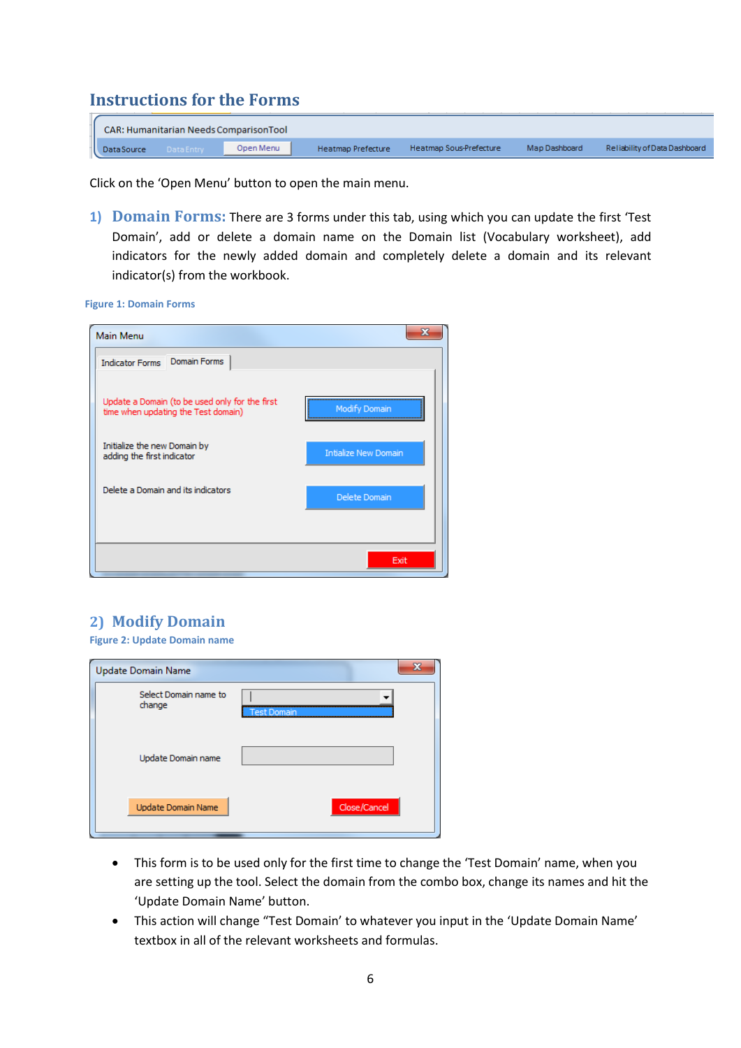# Instructions for the Forms

Click on the 'Open Menu' button to open the main menu.

1) **Domain Forms:** There are 3 forms under this tab, using which you can update the first 'Test Domain', add or delete a domain name on the Domain list (Vocabulary worksheet), add indicators for the newly added domain and completely delete a domain and its relevant indicator(s) from the workbook.

Figure 1: Domain Forms

## 2) Modify Domain

Figure 2: Update Domain name

- This form is to be used only for the first time to change the 'Test Domain' name, when you are setting up the tool. Select the domain from the combo box, change its names and hit the 'Update Domain Name' button.
- This action will change "Test Domain' to whatever you input in the 'Update Domain Name' textbox in all of the relevant worksheets and formulas.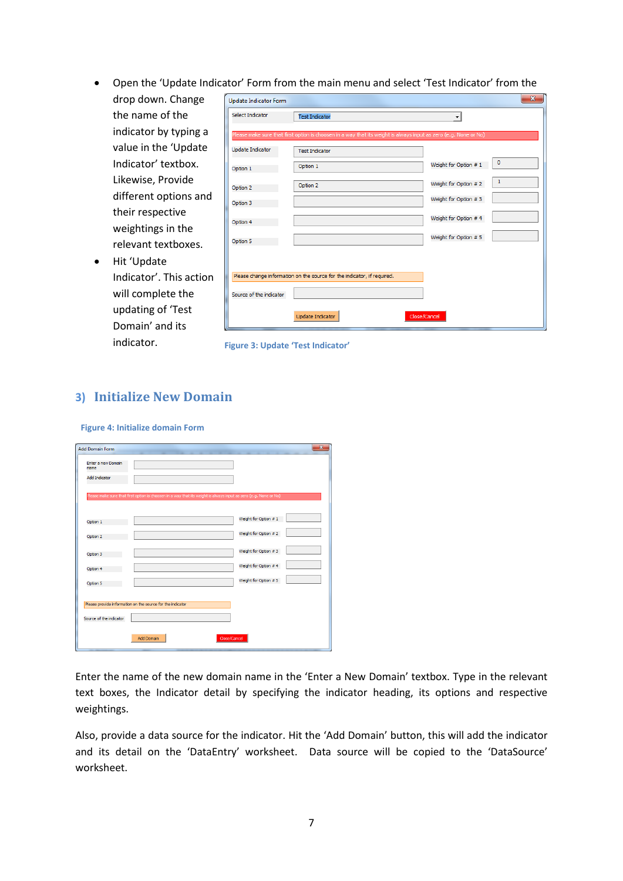- Open the 'Update Indicator' Form from the main menu and select 'Test Indicator' from the drop down. Change the name of the indicator by typing a value in the 'Update Indicator' textbox. Likewise, Provide different options and their respective weightings in the relevant textboxes.
- Hit 'Update Indicator'. This action will complete the updating of 'Test Domain' and its indicator.

Figure 3: Update 'Test Indicator'

## 3) Initialize New Domain

Figure 4: Initialize domain Form

Enter the name of the new domain name in the 'Enter a New Domain' textbox. Type in the relevant text boxes, the Indicator detail by specifying the indicator heading, its options and respective weightings.

Also, provide a data source for the indicator. Hit the 'Add Domain' button, this will add the indicator and its detail on the 'DataEntry' worksheet. Data source will be copied to the 'DataSource' worksheet.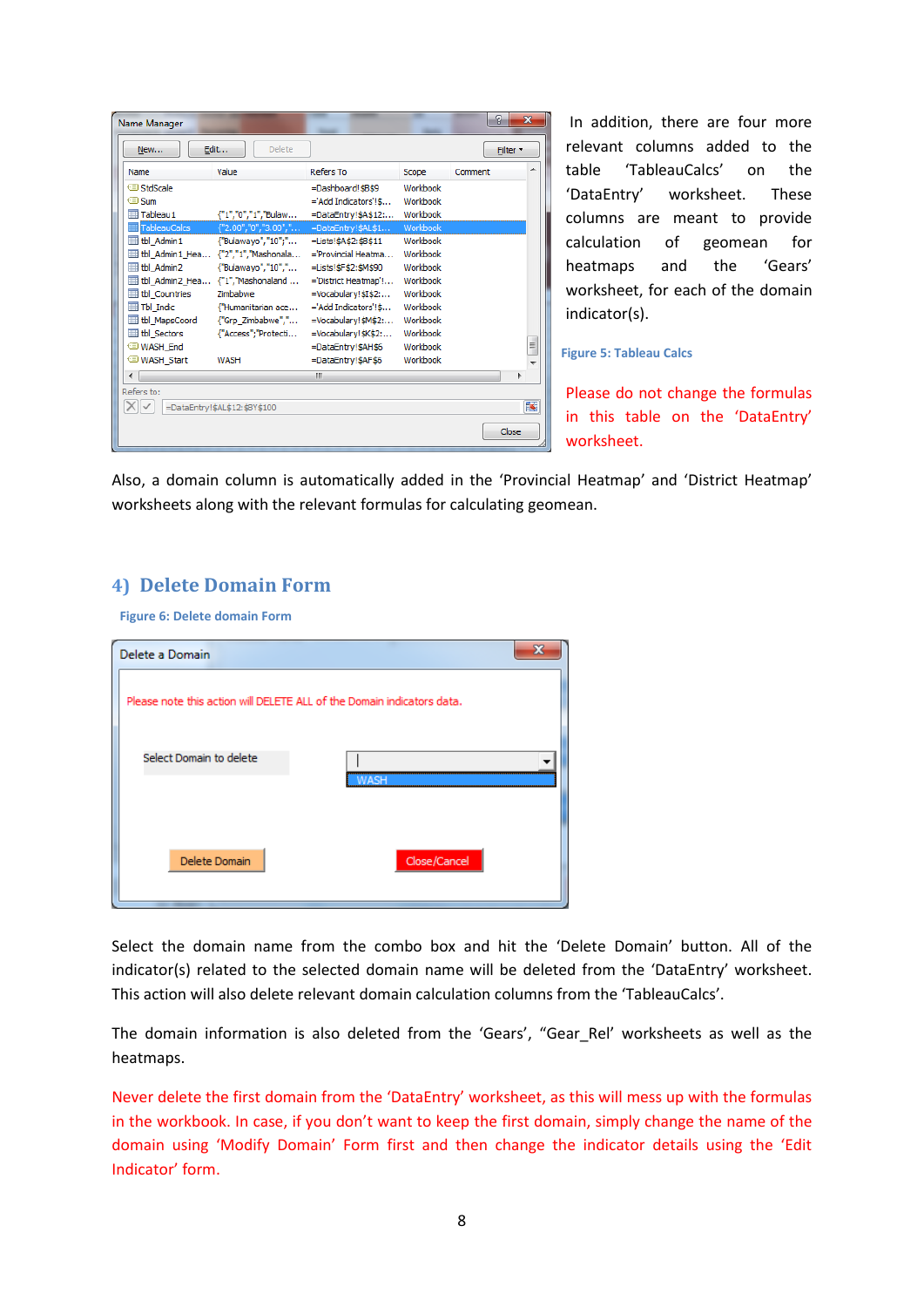In addition, there are four more relevant columns added to the table 'TableauCalcs' on the 'DataEntry' worksheet. These columns are meant to provide calculation of geomean for heatmaps and the 'Gears' worksheet, for each of the domain indicator(s).

**Figure 5: Tableau Calcs**

Please do not change the formulas in this table on the 'DataEntry' worksheet.

Also, a domain column is automatically added in the 'Provincial Heatmap' and 'District Heatmap' worksheets along with the relevant formulas for calculating geomean.

## 4) Delete Domain Form

**Figure 6: Delete domain Form**

Select the domain name from the combo box and hit the 'Delete Domain' button. All of the indicator(s) related to the selected domain name will be deleted from the 'DataEntry' worksheet. This action will also delete relevant domain calculation columns from the 'TableauCalcs'.

The domain information is also deleted from the 'Gears', "Gear_Rel' worksheets as well as the heatmaps.

Never delete the first domain from the 'DataEntry' worksheet, as this will mess up with the formulas in the workbook. In case, if you don't want to keep the first domain, simply change the name of the domain using 'Modify Domain' Form first and then change the indicator details using the 'Edit Indicator' form.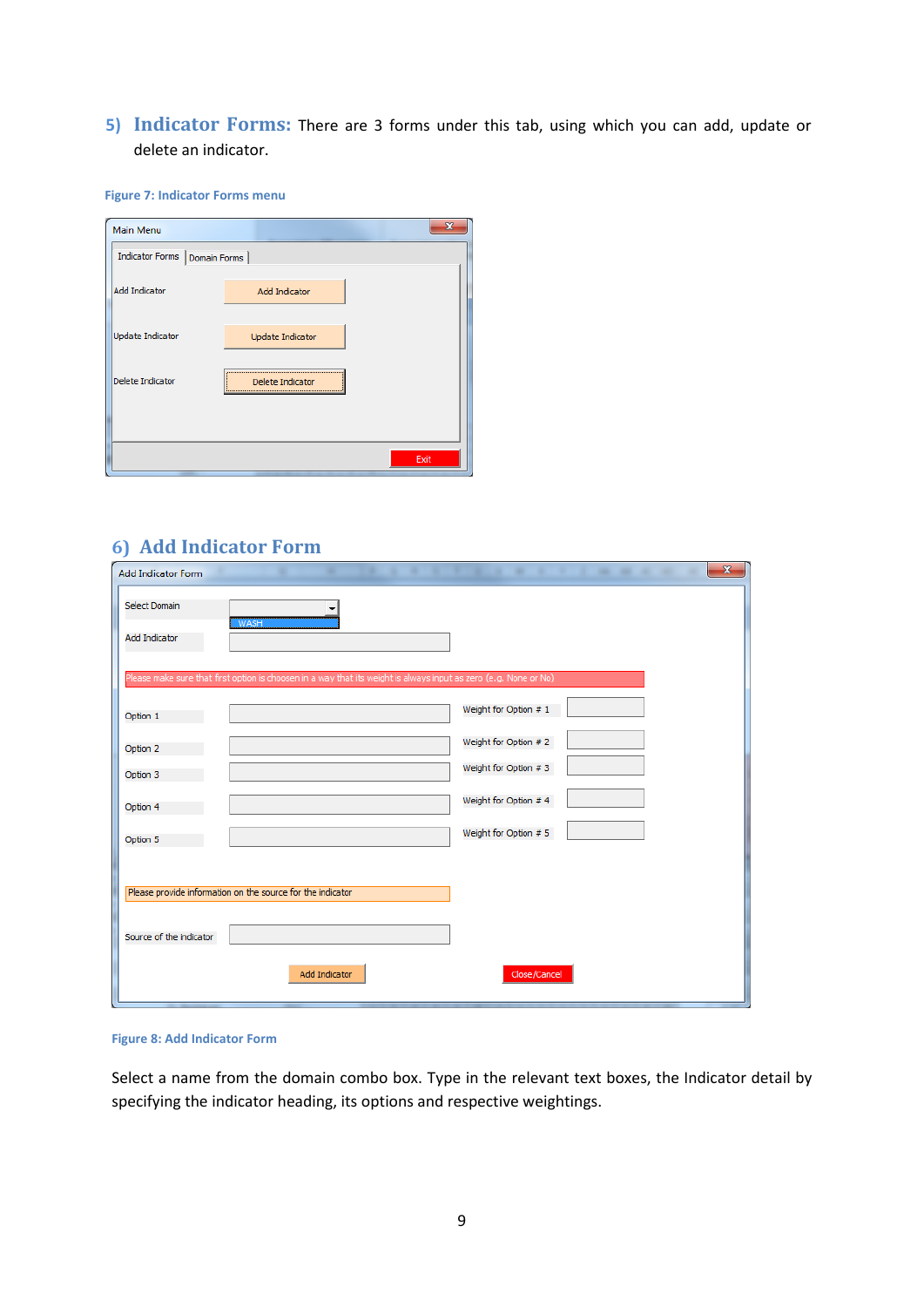## 5) Indicator Forms:

There are 3 forms under this tab, using which you can add, update or delete an indicator.

Figure 7: Indicator Forms menu

## 6) Add Indicator Form

Figure 8: Add Indicator Form

Select a name from the domain combo box. Type in the relevant text boxes, the Indicator detail by specifying the indicator heading, its options and respective weightings.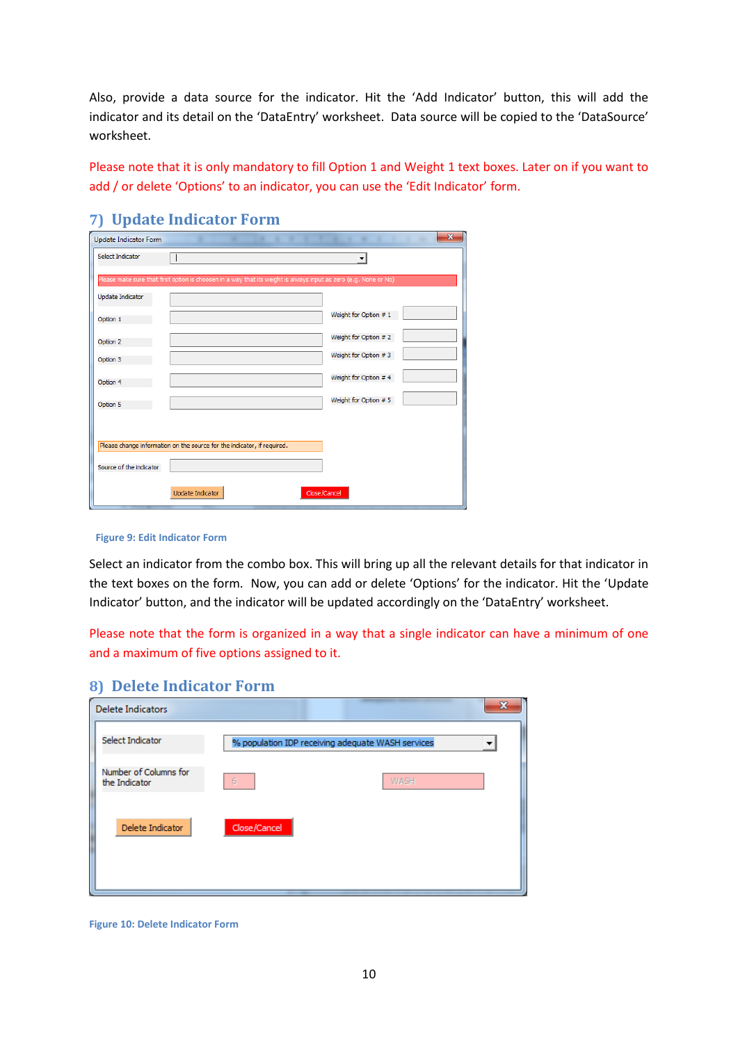Also, provide a data source for the indicator. Hit the 'Add Indicator' button, this will add the indicator and its detail on the 'DataEntry' worksheet. Data source will be copied to the 'DataSource' worksheet.

Please note that it is only mandatory to fill Option 1 and Weight 1 text boxes. Later on if you want to add / or delete 'Options' to an indicator, you can use the 'Edit Indicator' form.

## 7) Update Indicator Form

Figure 9: Edit Indicator Form

Select an indicator from the combo box. This will bring up all the relevant details for that indicator in the text boxes on the form. Now, you can add or delete 'Options' for the indicator. Hit the 'Update Indicator' button, and the indicator will be updated accordingly on the 'DataEntry' worksheet.

Please note that the form is organized in a way that a single indicator can have a minimum of one and a maximum of five options assigned to it.

## 8) Delete Indicator Form

Figure 10: Delete Indicator Form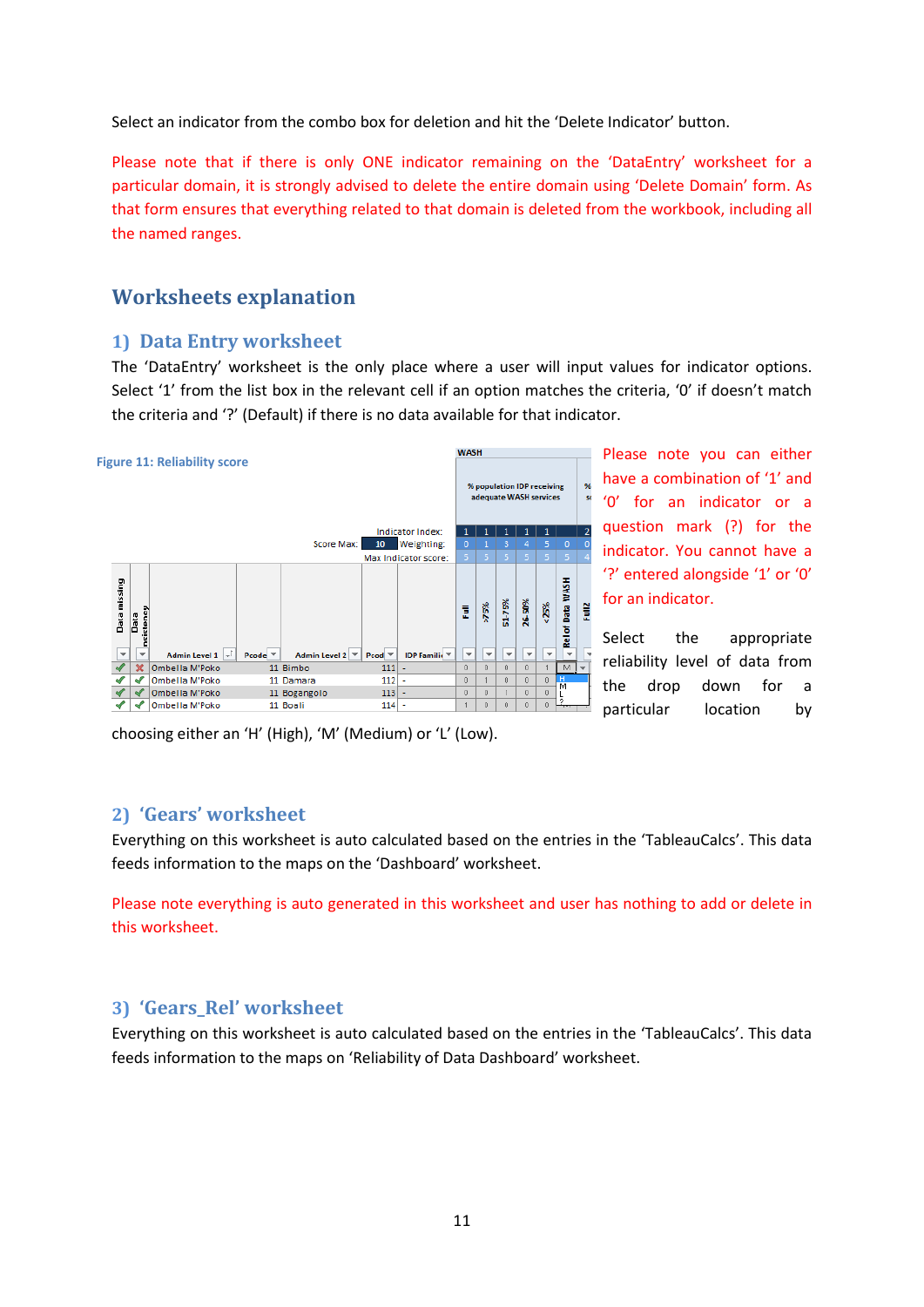Select an indicator from the combo box for deletion and hit the 'Delete Indicator' button.

Please note that if there is only ONE indicator remaining on the 'DataEntry' worksheet for a particular domain, it is strongly advised to delete the entire domain using 'Delete Domain' form. As that form ensures that everything related to that domain is deleted from the workbook, including all the named ranges.

# Worksheets explanation

## 1) Data Entry worksheet

The 'DataEntry' worksheet is the only place where a user will input values for indicator options. Select '1' from the list box in the relevant cell if an option matches the criteria, '0' if doesn't match the criteria and '?' (Default) if there is no data available for that indicator.

Figure 11: Reliability score

Please note you can either have a combination of '1' and '0' for an indicator or a question mark (?) for the indicator. You cannot have a '?' entered alongside '1' or '0' for an indicator.

Select the appropriate reliability level of data from the drop down for a particular location by choosing either an 'H' (High), 'M' (Medium) or 'L' (Low).

## 2) 'Gears' worksheet

Everything on this worksheet is auto calculated based on the entries in the 'TableauCalcs'. This data feeds information to the maps on the 'Dashboard' worksheet.

Please note everything is auto generated in this worksheet and user has nothing to add or delete in this worksheet.

## 3) 'Gears_Rel' worksheet

Everything on this worksheet is auto calculated based on the entries in the 'TableauCalcs'. This data feeds information to the maps on 'Reliability of Data Dashboard' worksheet.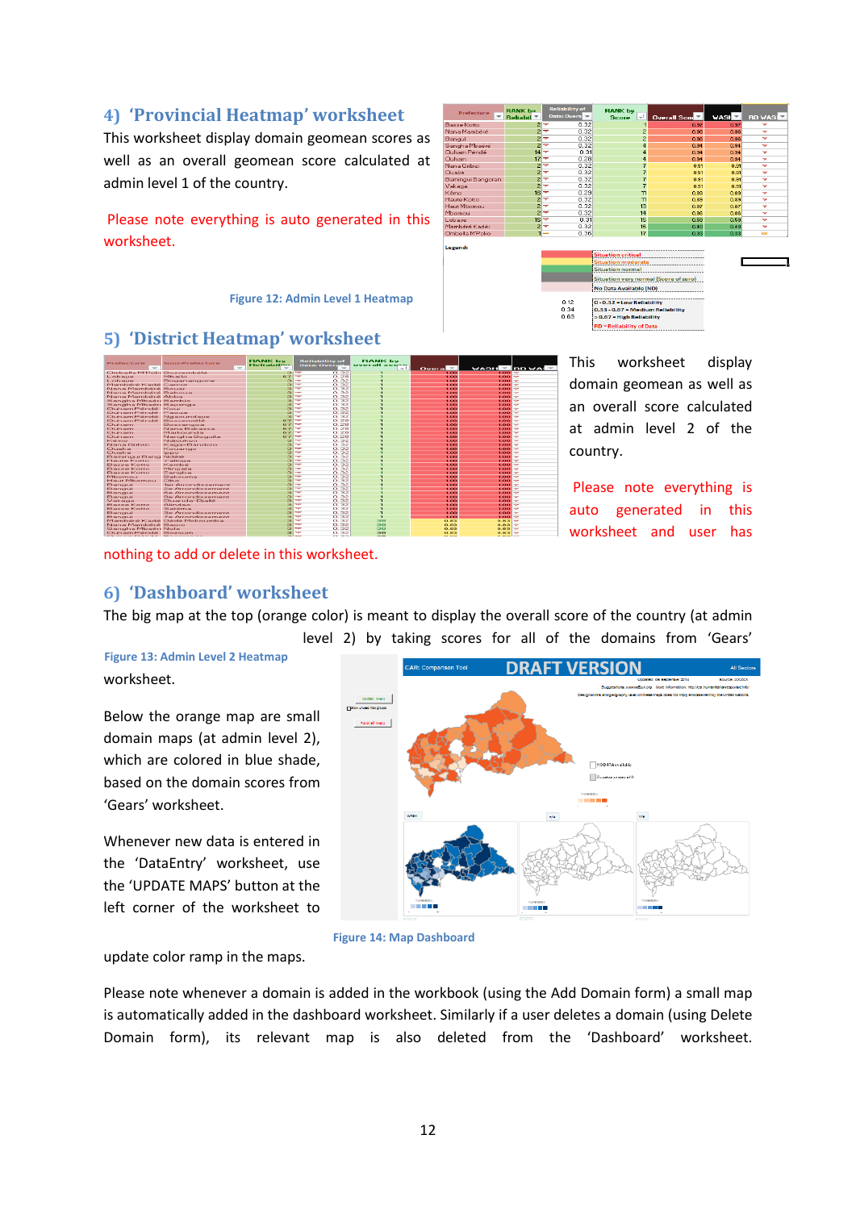## 4) 'Provincial Heatmap' worksheet

This worksheet display domain geomean scores as well as an overall geomean score calculated at admin level 1 of the country.

Please note everything is auto generated in this worksheet.

Figure 12: Admin Level 1 Heatmap

## 5) 'District Heatmap' worksheet

This worksheet display domain geomean as well as an overall score calculated at admin level 2 of the country.

Please note everything is auto generated in this worksheet and user has nothing to add or delete in this worksheet.

Figure 13: Admin Level 2 Heatmap

## 6) 'Dashboard' worksheet

The big map at the top (orange color) is meant to display the overall score of the country (at admin level 2) by taking scores for all of the domains from 'Gears' worksheet.

Below the orange map are small domain maps (at admin level 2), which are colored in blue shade, based on the domain scores from 'Gears' worksheet.

Whenever new data is entered in the 'DataEntry' worksheet, use the 'UPDATE MAPS' button at the left corner of the worksheet to update color ramp in the maps.

Figure 14: Map Dashboard

Please note whenever a domain is added in the workbook (using the Add Domain form) a small map is automatically added in the dashboard worksheet. Similarly if a user deletes a domain (using Delete Domain form), its relevant map is also deleted from the 'Dashboard' worksheet.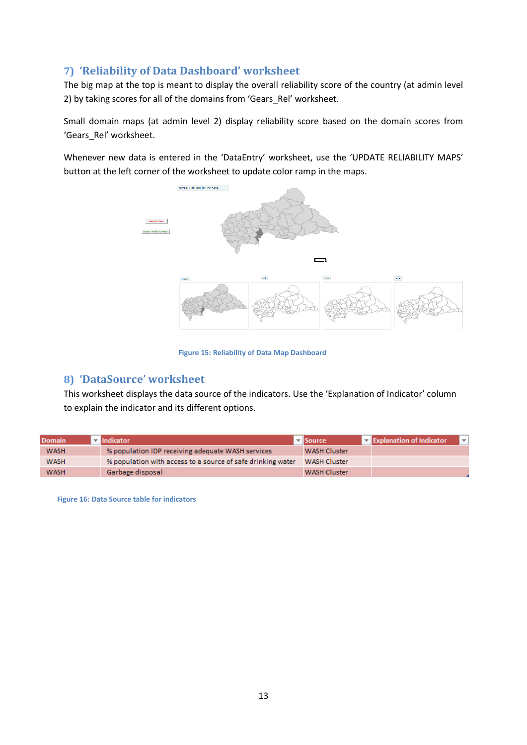## 7) 'Reliability of Data Dashboard' worksheet

The big map at the top is meant to display the overall reliability score of the country (at admin level 2) by taking scores for all of the domains from 'Gears_Rel' worksheet.

Small domain maps (at admin level 2) display reliability score based on the domain scores from 'Gears_Rel' worksheet.

Whenever new data is entered in the 'DataEntry' worksheet, use the 'UPDATE RELIABILITY MAPS' button at the left corner of the worksheet to update color ramp in the maps.

Figure 15: Reliability of Data Map Dashboard

## 8) 'DataSource' worksheet

This worksheet displays the data source of the indicators. Use the 'Explanation of Indicator' column to explain the indicator and its different options.

| Domain | Indicator | Source | Explanation of Indicator |
|---|---|---|---|
| WASH | % population IDP receiving adequate WASH services | WASH Cluster | |
| WASH | % population with access to a source of safe drinking water | WASH Cluster | |
| WASH | Garbage disposal | WASH Cluster | |

Figure 16: Data Source table for indicators